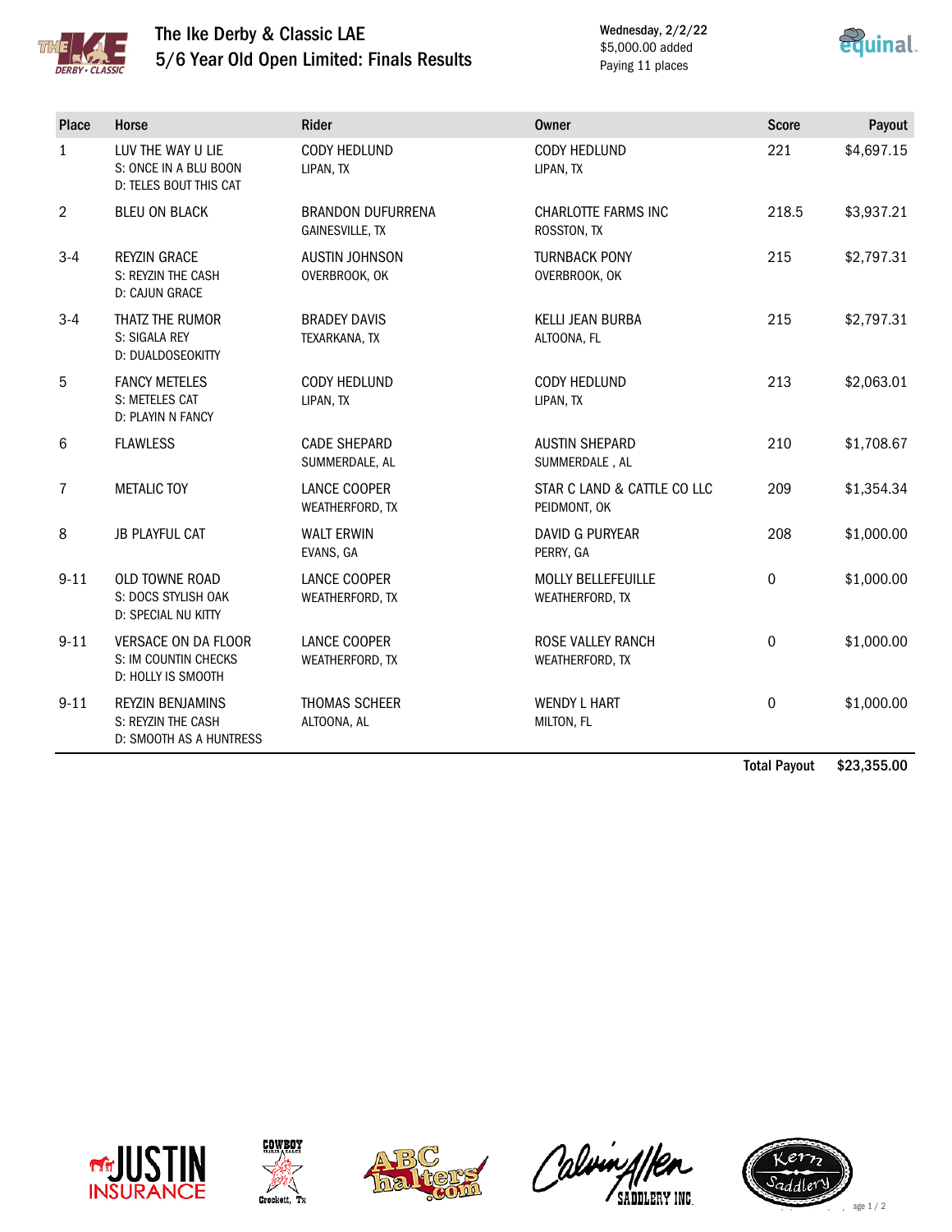# The Ike Derby & Classic LAE

## 5/6 Year Old Open Limited: Finals Results

Wednesday, 2/2/22
$5,000.00 added
Paying 11 places

| Place | Horse | Rider | Owner | Score | Payout |
|---|---|---|---|---|---|
| 1 | LUV THE WAY U LIE<br>S: ONCE IN A BLU BOON<br>D: TELES BOUT THIS CAT | CODY HEDLUND<br>LIPAN, TX | CODY HEDLUND<br>LIPAN, TX | 221 | $4,697.15 |
| 2 | BLEU ON BLACK | BRANDON DUFURRENA<br>GAINESVILLE, TX | CHARLOTTE FARMS INC<br>ROSSTON, TX | 218.5 | $3,937.21 |
| 3-4 | REYZIN GRACE<br>S: REYZIN THE CASH<br>D: CAJUN GRACE | AUSTIN JOHNSON<br>OVERBROOK, OK | TURNBACK PONY<br>OVERBROOK, OK | 215 | $2,797.31 |
| 3-4 | THATZ THE RUMOR<br>S: SIGALA REY<br>D: DUALDOSEOKITTY | BRADEY DAVIS<br>TEXARKANA, TX | KELLI JEAN BURBA<br>ALTOONA, FL | 215 | $2,797.31 |
| 5 | FANCY METELES<br>S: METELES CAT<br>D: PLAYIN N FANCY | CODY HEDLUND<br>LIPAN, TX | CODY HEDLUND<br>LIPAN, TX | 213 | $2,063.01 |
| 6 | FLAWLESS | CADE SHEPARD<br>SUMMERDALE, AL | AUSTIN SHEPARD<br>SUMMERDALE , AL | 210 | $1,708.67 |
| 7 | METALIC TOY | LANCE COOPER<br>WEATHERFORD, TX | STAR C LAND & CATTLE CO LLC<br>PEIDMONT, OK | 209 | $1,354.34 |
| 8 | JB PLAYFUL CAT | WALT ERWIN<br>EVANS, GA | DAVID G PURYEAR<br>PERRY, GA | 208 | $1,000.00 |
| 9-11 | OLD TOWNE ROAD<br>S: DOCS STYLISH OAK<br>D: SPECIAL NU KITTY | LANCE COOPER<br>WEATHERFORD, TX | MOLLY BELLEFEUILLE<br>WEATHERFORD, TX | 0 | $1,000.00 |
| 9-11 | VERSACE ON DA FLOOR<br>S: IM COUNTIN CHECKS<br>D: HOLLY IS SMOOTH | LANCE COOPER<br>WEATHERFORD, TX | ROSE VALLEY RANCH<br>WEATHERFORD, TX | 0 | $1,000.00 |
| 9-11 | REYZIN BENJAMINS<br>S: REYZIN THE CASH<br>D: SMOOTH AS A HUNTRESS | THOMAS SCHEER<br>ALTOONA, AL | WENDY L HART<br>MILTON, FL | 0 | $1,000.00 |
| | | | | **Total Payout** | **$23,355.00** |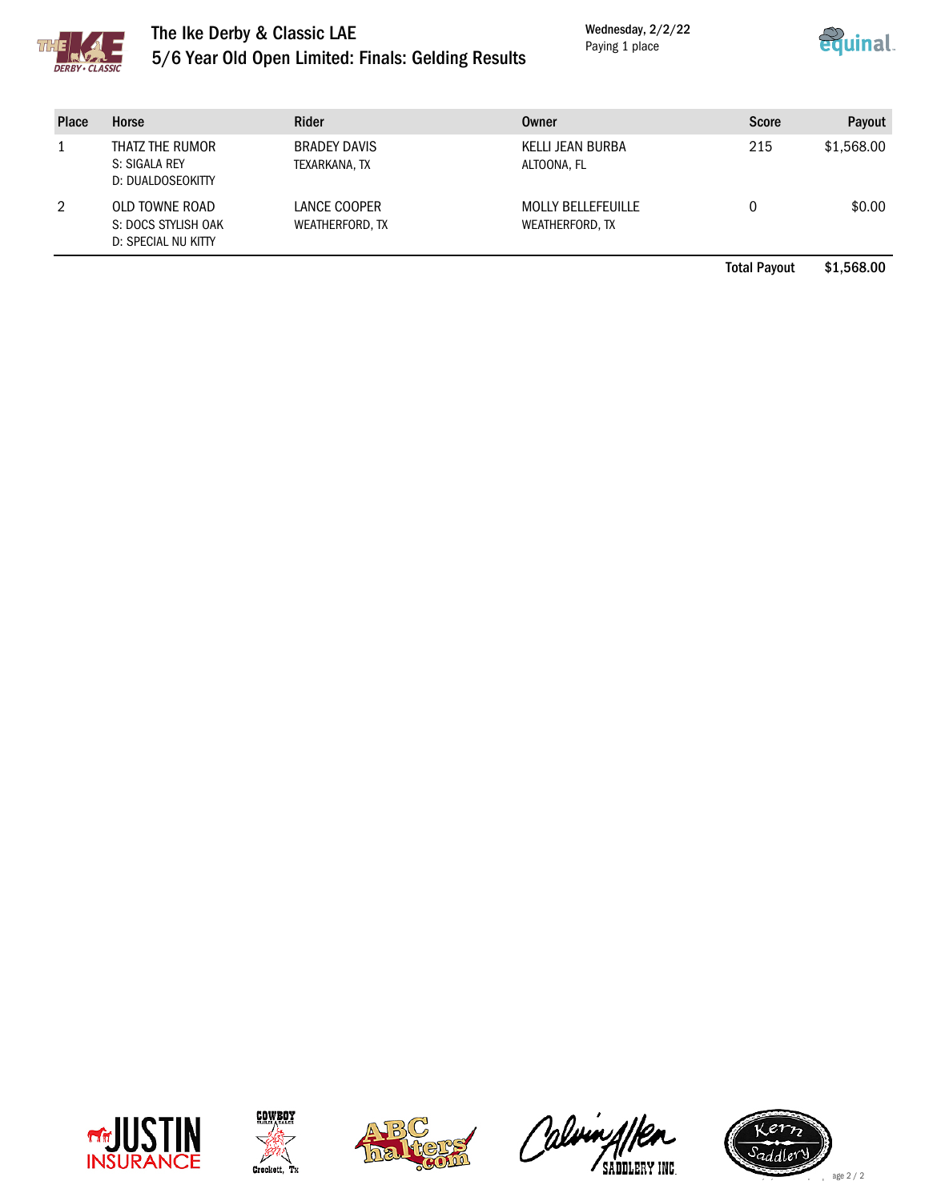# The Ike Derby & Classic LAE

## 5/6 Year Old Open Limited: Finals: Gelding Results

Wednesday, 2/2/22
Paying 1 place

| Place | Horse | Rider | Owner | Score | Payout |
|---|---|---|---|---|---|
| 1 | THATZ THE RUMOR<br>S: SIGALA REY<br>D: DUALDOSEOKITTY | BRADEY DAVIS<br>TEXARKANA, TX | KELLI JEAN BURBA<br>ALTOONA, FL | 215 | $1,568.00 |
| 2 | OLD TOWNE ROAD<br>S: DOCS STYLISH OAK<br>D: SPECIAL NU KITTY | LANCE COOPER<br>WEATHERFORD, TX | MOLLY BELLEFEUILLE<br>WEATHERFORD, TX | 0 | $0.00 |
| | | | | **Total Payout** | **$1,568.00** |